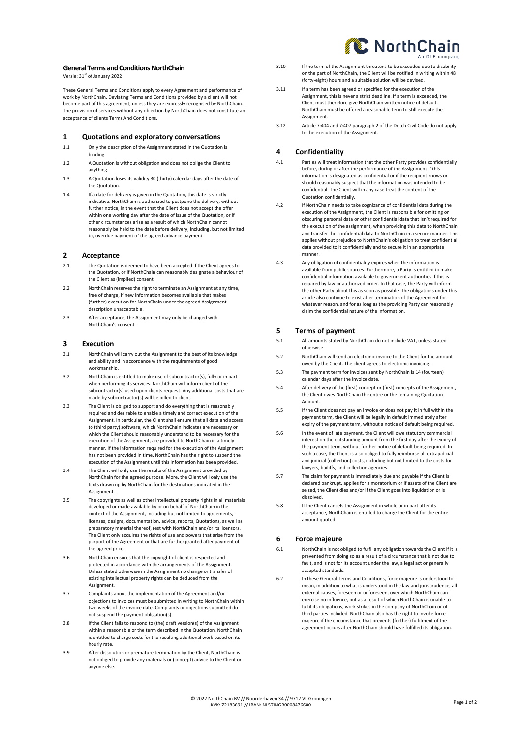# General Terms and Conditions NorthChain

Versie: 31st of January 2022

These General Terms and Conditions apply to every Agreement and performance of work by NorthChain. Deviating Terms and Conditions provided by a client will not become part of this agreement, unless they are expressly recognised by NorthChain. The provision of services without any objection by NorthChain does not constitute an acceptance of clients Terms And Conditions.

## 1 Quotations and exploratory conversations

1.1 Only the description of the Assignment stated in the Quotation is binding.

1.2 A Quotation is without obligation and does not oblige the Client to anything.

1.3 A Quotation loses its validity 30 (thirty) calendar days after the date of the Quotation.

1.4 If a date for delivery is given in the Quotation, this date is strictly indicative. NorthChain is authorized to postpone the delivery, without further notice, in the event that the Client does not accept the offer within one working day after the date of issue of the Quotation, or if other circumstances arise as a result of which NorthChain cannot reasonably be held to the date before delivery, including, but not limited to, overdue payment of the agreed advance payment.

## 2 Acceptance

2.1 The Quotation is deemed to have been accepted if the Client agrees to the Quotation, or if NorthChain can reasonably designate a behaviour of the Client as (implied) consent.

2.2 NorthChain reserves the right to terminate an Assignment at any time, free of charge, if new information becomes available that makes (further) execution for NorthChain under the agreed Assignment description unacceptable.

2.3 After acceptance, the Assignment may only be changed with NorthChain's consent.

## 3 Execution

3.1 NorthChain will carry out the Assignment to the best of its knowledge and ability and in accordance with the requirements of good workmanship.

3.2 NorthChain is entitled to make use of subcontractor(s), fully or in part when performing its services. NorthChain will inform client of the subcontractor(s) used upon clients request. Any additional costs that are made by subcontractor(s) will be billed to client.

3.3 The Client is obliged to support and do everything that is reasonably required and desirable to enable a timely and correct execution of the Assignment. In particular, the Client shall ensure that all data and access to (third party) software, which NorthChain indicates are necessary or which the Client should reasonably understand to be necessary for the execution of the Assignment, are provided to NorthChain in a timely manner. If the information required for the execution of the Assignment has not been provided in time, NorthChain has the right to suspend the execution of the Assignment until this information has been provided.

3.4 The Client will only use the results of the Assignment provided by NorthChain for the agreed purpose. More, the Client will only use the texts drawn up by NorthChain for the destinations indicated in the Assignment.

3.5 The copyrights as well as other intellectual property rights in all materials developed or made available by or on behalf of NorthChain in the context of the Assignment, including but not limited to agreements, licenses, designs, documentation, advice, reports, Quotations, as well as preparatory material thereof, rest with NorthChain and/or its licensors. The Client only acquires the rights of use and powers that arise from the purport of the Agreement or that are further granted after payment of the agreed price.

3.6 NorthChain ensures that the copyright of client is respected and protected in accordance with the arrangements of the Assignment. Unless stated otherwise in the Assignment no change or transfer of existing intellectual property rights can be deduced from the Assignment.

3.7 Complaints about the implementation of the Agreement and/or objections to invoices must be submitted in writing to NorthChain within two weeks of the invoice date. Complaints or objections submitted do not suspend the payment obligation(s).

3.8 If the Client fails to respond to (the) draft version(s) of the Assignment within a reasonable or the term described in the Quotation, NorthChain is entitled to charge costs for the resulting additional work based on its hourly rate.

3.9 After dissolution or premature termination by the Client, NorthChain is not obliged to provide any materials or (concept) advice to the Client or anyone else.

3.10 If the term of the Assignment threatens to be exceeded due to disability on the part of NorthChain, the Client will be notified in writing within 48 (forty-eight) hours and a suitable solution will be devised.

3.11 If a term has been agreed or specified for the execution of the Assignment, this is never a strict deadline. If a term is exceeded, the Client must therefore give NorthChain written notice of default. NorthChain must be offered a reasonable term to still execute the Assignment.

3.12 Article 7:404 and 7:407 paragraph 2 of the Dutch Civil Code do not apply to the execution of the Assignment.

## 4 Confidentiality

4.1 Parties will treat information that the other Party provides confidentially before, during or after the performance of the Assignment if this information is designated as confidential or if the recipient knows or should reasonably suspect that the information was intended to be confidential. The Client will in any case treat the content of the Quotation confidentially.

4.2 If NorthChain needs to take cognizance of confidential data during the execution of the Assignment, the Client is responsible for omitting or obscuring personal data or other confidential data that isn't required for the execution of the assignment, when providing this data to NorthChain and transfer the confidential data to NorthChain in a secure manner. This applies without prejudice to NorthChain's obligation to treat confidential data provided to it confidentially and to secure it in an appropriate manner.

4.3 Any obligation of confidentiality expires when the information is available from public sources. Furthermore, a Party is entitled to make confidential information available to government authorities if this is required by law or authorized order. In that case, the Party will inform the other Party about this as soon as possible. The obligations under this article also continue to exist after termination of the Agreement for whatever reason, and for as long as the providing Party can reasonably claim the confidential nature of the information.

## 5 Terms of payment

5.1 All amounts stated by NorthChain do not include VAT, unless stated otherwise.

5.2 NorthChain will send an electronic invoice to the Client for the amount owed by the Client. The client agrees to electronic invoicing.

5.3 The payment term for invoices sent by NorthChain is 14 (fourteen) calendar days after the invoice date.

5.4 After delivery of the (first) concept or (first) concepts of the Assignment, the Client owes NorthChain the entire or the remaining Quotation Amount.

5.5 If the Client does not pay an invoice or does not pay it in full within the payment term, the Client will be legally in default immediately after expiry of the payment term, without a notice of default being required.

5.6 In the event of late payment, the Client will owe statutory commercial interest on the outstanding amount from the first day after the expiry of the payment term, without further notice of default being required. In such a case, the Client is also obliged to fully reimburse all extrajudicial and judicial (collection) costs, including but not limited to the costs for lawyers, bailiffs, and collection agencies.

5.7 The claim for payment is immediately due and payable if the Client is declared bankrupt, applies for a moratorium or if assets of the Client are seized, the Client dies and/or if the Client goes into liquidation or is dissolved.

5.8 If the Client cancels the Assignment in whole or in part after its acceptance, NorthChain is entitled to charge the Client for the entire amount quoted.

## 6 Force majeure

6.1 NorthChain is not obliged to fulfil any obligation towards the Client if it is prevented from doing so as a result of a circumstance that is not due to fault, and is not for its account under the law, a legal act or generally accepted standards.

6.2 In these General Terms and Conditions, force majeure is understood to mean, in addition to what is understood in the law and jurisprudence, all external causes, foreseen or unforeseen, over which NorthChain can exercise no influence, but as a result of which NorthChain is unable to fulfil its obligations, work strikes in the company of NorthChain or of third parties included. NorthChain also has the right to invoke force majeure if the circumstance that prevents (further) fulfilment of the agreement occurs after NorthChain should have fulfilled its obligation.

© 2022 NorthChain BV // Noorderhaven 34 // 9712 VL Groningen
KVK: 72183691 // IBAN: NL57INGB0008476600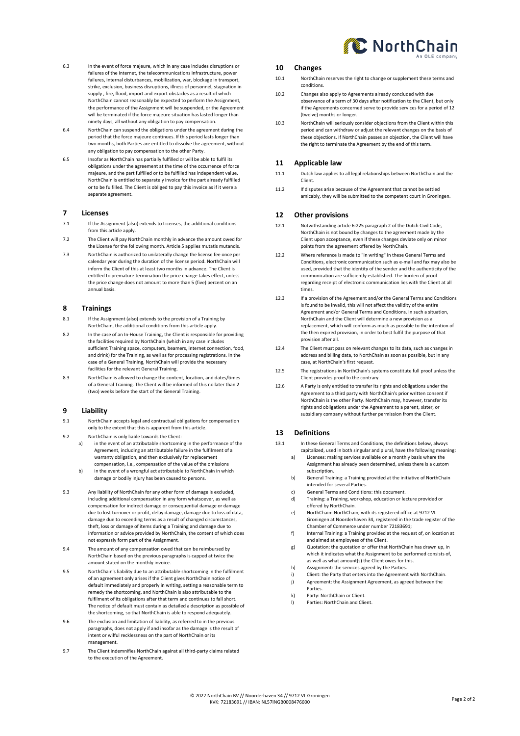6.3 In the event of force majeure, which in any case includes disruptions or failures of the internet, the telecommunications infrastructure, power failures, internal disturbances, mobilization, war, blockage in transport, strike, exclusion, business disruptions, illness of personnel, stagnation in supply , fire, flood, import and export obstacles as a result of which NorthChain cannot reasonably be expected to perform the Assignment, the performance of the Assignment will be suspended, or the Agreement will be terminated if the force majeure situation has lasted longer than ninety days, all without any obligation to pay compensation.

6.4 NorthChain can suspend the obligations under the agreement during the period that the force majeure continues. If this period lasts longer than two months, both Parties are entitled to dissolve the agreement, without any obligation to pay compensation to the other Party.

6.5 Insofar as NorthChain has partially fulfilled or will be able to fulfil its obligations under the agreement at the time of the occurrence of force majeure, and the part fulfilled or to be fulfilled has independent value, NorthChain is entitled to separately invoice for the part already fulfilled or to be fulfilled. The Client is obliged to pay this invoice as if it were a separate agreement.

## 7 Licenses

7.1 If the Assignment (also) extends to Licenses, the additional conditions from this article apply.

7.2 The Client will pay NorthChain monthly in advance the amount owed for the License for the following month. Article 5 applies mutatis mutandis.

7.3 NorthChain is authorized to unilaterally change the license fee once per calendar year during the duration of the license period. NorthChain will inform the Client of this at least two months in advance. The Client is entitled to premature termination the price change takes effect, unless the price change does not amount to more than 5 (five) percent on an annual basis.

## 8 Trainings

8.1 If the Assignment (also) extends to the provision of a Training by NorthChain, the additional conditions from this article apply.

8.2 In the case of an In-House Training, the Client is responsible for providing the facilities required by NorthChain (which in any case includes sufficient Training space, computers, beamers, internet connection, food, and drink) for the Training, as well as for processing registrations. In the case of a General Training, NorthChain will provide the necessary facilities for the relevant General Training.

8.3 NorthChain is allowed to change the content, location, and dates/times of a General Training. The Client will be informed of this no later than 2 (two) weeks before the start of the General Training.

## 9 Liability

9.1 NorthChain accepts legal and contractual obligations for compensation only to the extent that this is apparent from this article.

9.2 NorthChain is only liable towards the Client:

a) in the event of an attributable shortcoming in the performance of the Agreement, including an attributable failure in the fulfilment of a warranty obligation, and then exclusively for replacement compensation, i.e., compensation of the value of the omissions

b) in the event of a wrongful act attributable to NorthChain in which damage or bodily injury has been caused to persons.

9.3 Any liability of NorthChain for any other form of damage is excluded, including additional compensation in any form whatsoever, as well as compensation for indirect damage or consequential damage or damage due to lost turnover or profit, delay damage, damage due to loss of data, damage due to exceeding terms as a result of changed circumstances, theft, loss or damage of items during a Training and damage due to information or advice provided by NorthChain, the content of which does not expressly form part of the Assignment.

9.4 The amount of any compensation owed that can be reimbursed by NorthChain based on the previous paragraphs is capped at twice the amount stated on the monthly invoice.

9.5 NorthChain's liability due to an attributable shortcoming in the fulfilment of an agreement only arises if the Client gives NorthChain notice of default immediately and properly in writing, setting a reasonable term to remedy the shortcoming, and NorthChain is also attributable to the fulfilment of its obligations after that term and continues to fall short. The notice of default must contain as detailed a description as possible of the shortcoming, so that NorthChain is able to respond adequately.

9.6 The exclusion and limitation of liability, as referred to in the previous paragraphs, does not apply if and insofar as the damage is the result of intent or wilful recklessness on the part of NorthChain or its management.

9.7 The Client indemnifies NorthChain against all third-party claims related to the execution of the Agreement.

## 10 Changes

10.1 NorthChain reserves the right to change or supplement these terms and conditions.

10.2 Changes also apply to Agreements already concluded with due observance of a term of 30 days after notification to the Client, but only if the Agreements concerned serve to provide services for a period of 12 (twelve) months or longer.

10.3 NorthChain will seriously consider objections from the Client within this period and can withdraw or adjust the relevant changes on the basis of these objections. If NorthChain passes an objection, the Client will have the right to terminate the Agreement by the end of this term.

## 11 Applicable law

11.1 Dutch law applies to all legal relationships between NorthChain and the Client.

11.2 If disputes arise because of the Agreement that cannot be settled amicably, they will be submitted to the competent court in Groningen.

## 12 Other provisions

12.1 Notwithstanding article 6:225 paragraph 2 of the Dutch Civil Code, NorthChain is not bound by changes to the agreement made by the Client upon acceptance, even if these changes deviate only on minor points from the agreement offered by NorthChain.

12.2 Where reference is made to "in writing" in these General Terms and Conditions, electronic communication such as e-mail and fax may also be used, provided that the identity of the sender and the authenticity of the communication are sufficiently established. The burden of proof regarding receipt of electronic communication lies with the Client at all times.

12.3 If a provision of the Agreement and/or the General Terms and Conditions is found to be invalid, this will not affect the validity of the entire Agreement and/or General Terms and Conditions. In such a situation, NorthChain and the Client will determine a new provision as a replacement, which will conform as much as possible to the intention of the then expired provision, in order to best fulfil the purpose of that provision after all.

12.4 The Client must pass on relevant changes to its data, such as changes in address and billing data, to NorthChain as soon as possible, but in any case, at NorthChain's first request.

12.5 The registrations in NorthChain's systems constitute full proof unless the Client provides proof to the contrary.

12.6 A Party is only entitled to transfer its rights and obligations under the Agreement to a third party with NorthChain's prior written consent if NorthChain is the other Party. NorthChain may, however, transfer its rights and obligations under the Agreement to a parent, sister, or subsidiary company without further permission from the Client.

## 13 Definitions

13.1 In these General Terms and Conditions, the definitions below, always capitalized, used in both singular and plural, have the following meaning:

a) Licenses: making services available on a monthly basis where the Assignment has already been determined, unless there is a custom subscription.

b) General Training: a Training provided at the initiative of NorthChain intended for several Parties.

c) General Terms and Conditions: this document.

d) Training: a Training, workshop, education or lecture provided or offered by NorthChain.

e) NorthChain: NorthChain, with its registered office at 9712 VL Groningen at Noorderhaven 34, registered in the trade register of the Chamber of Commerce under number 72183691;

f) Internal Training: a Training provided at the request of, on location at and aimed at employees of the Client.

g) Quotation: the quotation or offer that NorthChain has drawn up, in which it indicates what the Assignment to be performed consists of, as well as what amount(s) the Client owes for this.

h) Assignment: the services agreed by the Parties.

i) Client: the Party that enters into the Agreement with NorthChain.

j) Agreement: the Assignment Agreement, as agreed between the Parties.

k) Party: NorthChain or Client.

l) Parties: NorthChain and Client.

© 2022 NorthChain BV // Noorderhaven 34 // 9712 VL Groningen
KVK: 72183691 // IBAN: NL57INGB0008476600